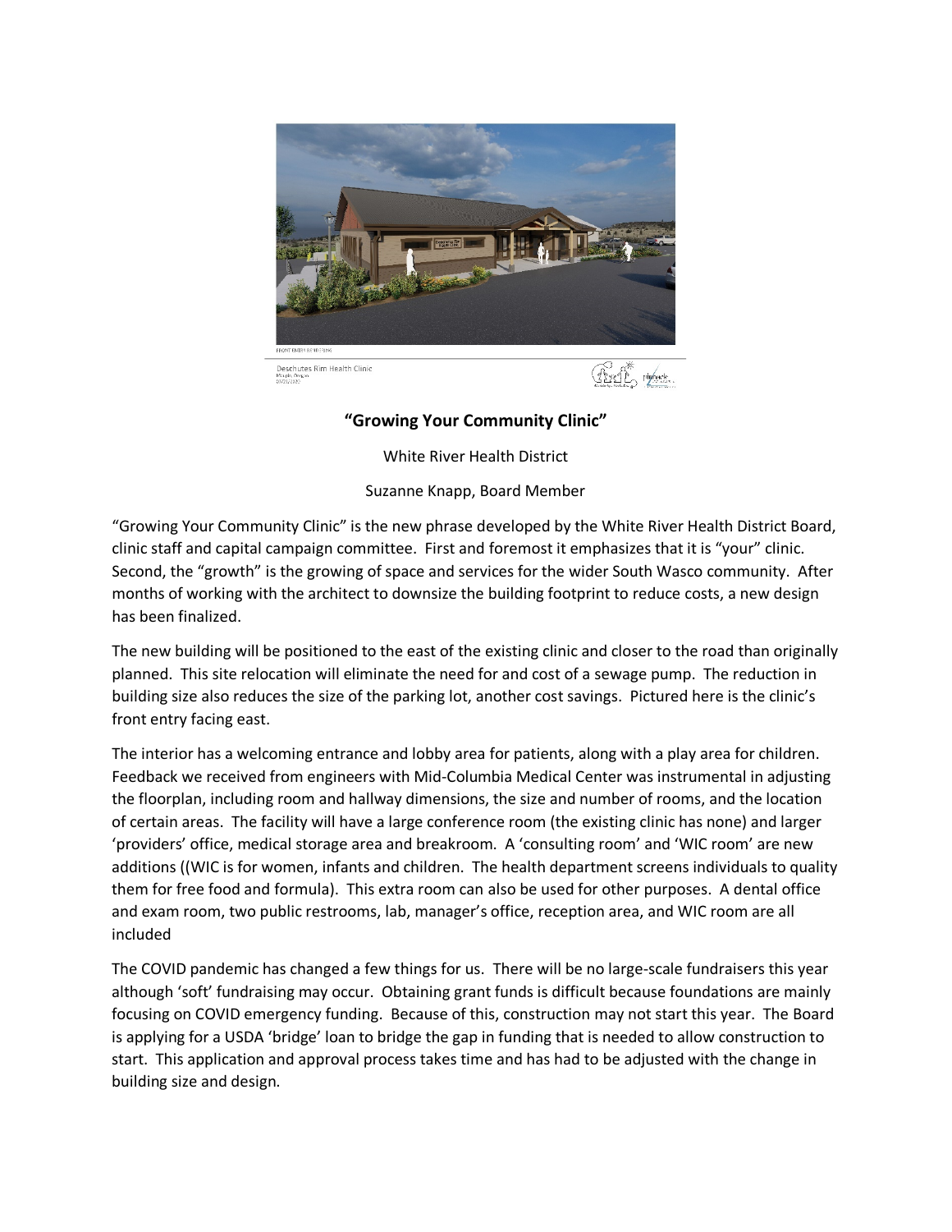## "Growing Your Community Clinic"

White River Health District

Suzanne Knapp, Board Member

"Growing Your Community Clinic" is the new phrase developed by the White River Health District Board, clinic staff and capital campaign committee. First and foremost it emphasizes that it is "your" clinic. Second, the "growth" is the growing of space and services for the wider South Wasco community. After months of working with the architect to downsize the building footprint to reduce costs, a new design has been finalized.

The new building will be positioned to the east of the existing clinic and closer to the road than originally planned. This site relocation will eliminate the need for and cost of a sewage pump. The reduction in building size also reduces the size of the parking lot, another cost savings. Pictured here is the clinic's front entry facing east.

The interior has a welcoming entrance and lobby area for patients, along with a play area for children. Feedback we received from engineers with Mid-Columbia Medical Center was instrumental in adjusting the floorplan, including room and hallway dimensions, the size and number of rooms, and the location of certain areas. The facility will have a large conference room (the existing clinic has none) and larger 'providers' office, medical storage area and breakroom. A 'consulting room' and 'WIC room' are new additions ((WIC is for women, infants and children. The health department screens individuals to quality them for free food and formula). This extra room can also be used for other purposes. A dental office and exam room, two public restrooms, lab, manager's office, reception area, and WIC room are all included

The COVID pandemic has changed a few things for us. There will be no large-scale fundraisers this year although 'soft' fundraising may occur. Obtaining grant funds is difficult because foundations are mainly focusing on COVID emergency funding. Because of this, construction may not start this year. The Board is applying for a USDA 'bridge' loan to bridge the gap in funding that is needed to allow construction to start. This application and approval process takes time and has had to be adjusted with the change in building size and design.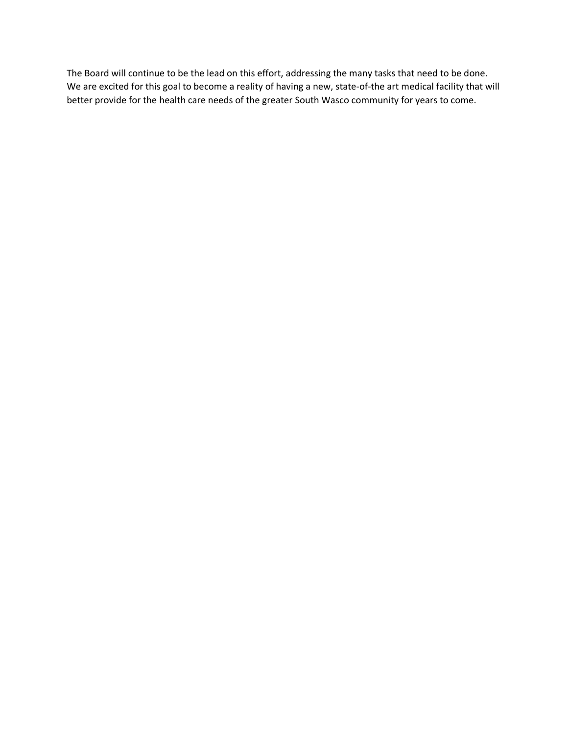The Board will continue to be the lead on this effort, addressing the many tasks that need to be done. We are excited for this goal to become a reality of having a new, state-of-the art medical facility that will better provide for the health care needs of the greater South Wasco community for years to come.